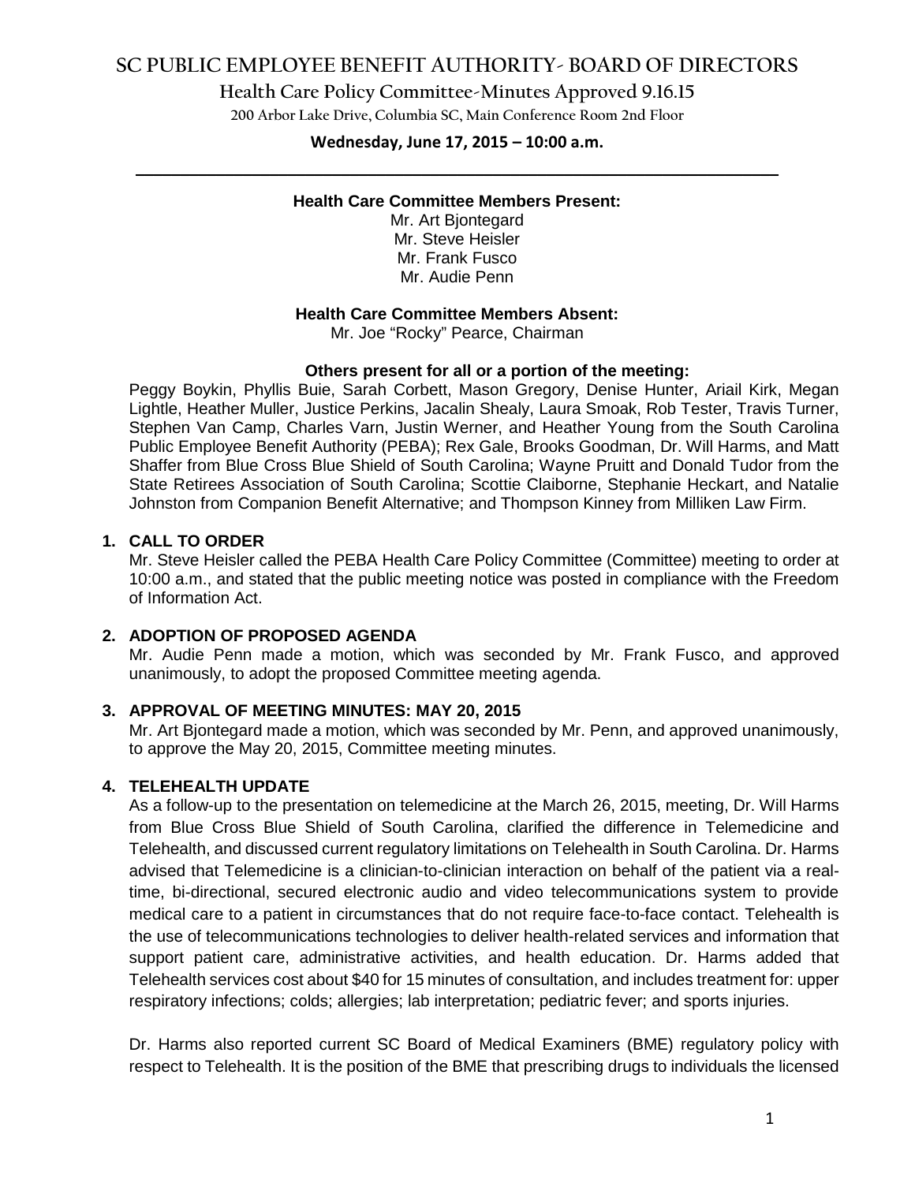# SC PUBLIC EMPLOYEE BENEFIT AUTHORITY- BOARD OF DIRECTORS

## Health Care Policy Committee-Minutes Approved 9.16.15

200 Arbor Lake Drive, Columbia SC, Main Conference Room 2nd Floor

**Wednesday, June 17, 2015 – 10:00 a.m.**

**Health Care Committee Members Present:**
Mr. Art Bjontegard
Mr. Steve Heisler
Mr. Frank Fusco
Mr. Audie Penn

**Health Care Committee Members Absent:**
Mr. Joe "Rocky" Pearce, Chairman

**Others present for all or a portion of the meeting:**

Peggy Boykin, Phyllis Buie, Sarah Corbett, Mason Gregory, Denise Hunter, Ariail Kirk, Megan Lightle, Heather Muller, Justice Perkins, Jacalin Shealy, Laura Smoak, Rob Tester, Travis Turner, Stephen Van Camp, Charles Varn, Justin Werner, and Heather Young from the South Carolina Public Employee Benefit Authority (PEBA); Rex Gale, Brooks Goodman, Dr. Will Harms, and Matt Shaffer from Blue Cross Blue Shield of South Carolina; Wayne Pruitt and Donald Tudor from the State Retirees Association of South Carolina; Scottie Claiborne, Stephanie Heckart, and Natalie Johnston from Companion Benefit Alternative; and Thompson Kinney from Milliken Law Firm.

### 1. CALL TO ORDER

Mr. Steve Heisler called the PEBA Health Care Policy Committee (Committee) meeting to order at 10:00 a.m., and stated that the public meeting notice was posted in compliance with the Freedom of Information Act.

### 2. ADOPTION OF PROPOSED AGENDA

Mr. Audie Penn made a motion, which was seconded by Mr. Frank Fusco, and approved unanimously, to adopt the proposed Committee meeting agenda.

### 3. APPROVAL OF MEETING MINUTES: MAY 20, 2015

Mr. Art Bjontegard made a motion, which was seconded by Mr. Penn, and approved unanimously, to approve the May 20, 2015, Committee meeting minutes.

### 4. TELEHEALTH UPDATE

As a follow-up to the presentation on telemedicine at the March 26, 2015, meeting, Dr. Will Harms from Blue Cross Blue Shield of South Carolina, clarified the difference in Telemedicine and Telehealth, and discussed current regulatory limitations on Telehealth in South Carolina. Dr. Harms advised that Telemedicine is a clinician-to-clinician interaction on behalf of the patient via a real-time, bi-directional, secured electronic audio and video telecommunications system to provide medical care to a patient in circumstances that do not require face-to-face contact. Telehealth is the use of telecommunications technologies to deliver health-related services and information that support patient care, administrative activities, and health education. Dr. Harms added that Telehealth services cost about $40 for 15 minutes of consultation, and includes treatment for: upper respiratory infections; colds; allergies; lab interpretation; pediatric fever; and sports injuries.

Dr. Harms also reported current SC Board of Medical Examiners (BME) regulatory policy with respect to Telehealth. It is the position of the BME that prescribing drugs to individuals the licensed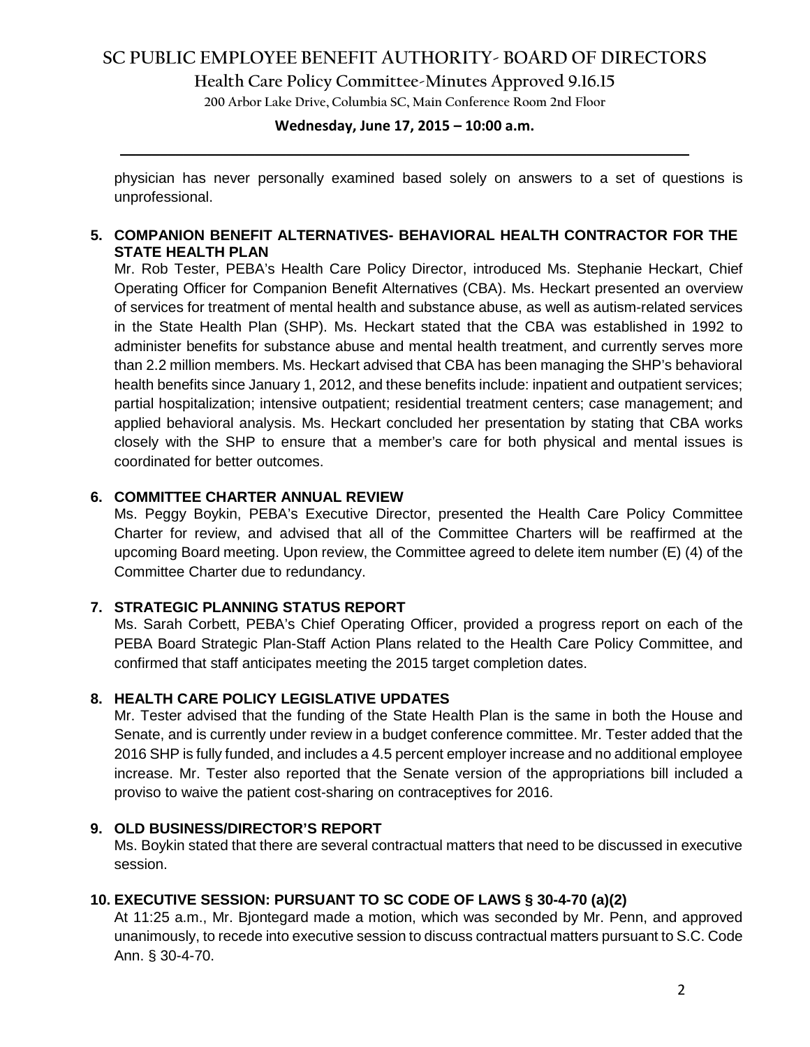physician has never personally examined based solely on answers to a set of questions is unprofessional.

**5. COMPANION BENEFIT ALTERNATIVES- BEHAVIORAL HEALTH CONTRACTOR FOR THE STATE HEALTH PLAN**

Mr. Rob Tester, PEBA's Health Care Policy Director, introduced Ms. Stephanie Heckart, Chief Operating Officer for Companion Benefit Alternatives (CBA). Ms. Heckart presented an overview of services for treatment of mental health and substance abuse, as well as autism-related services in the State Health Plan (SHP). Ms. Heckart stated that the CBA was established in 1992 to administer benefits for substance abuse and mental health treatment, and currently serves more than 2.2 million members. Ms. Heckart advised that CBA has been managing the SHP's behavioral health benefits since January 1, 2012, and these benefits include: inpatient and outpatient services; partial hospitalization; intensive outpatient; residential treatment centers; case management; and applied behavioral analysis. Ms. Heckart concluded her presentation by stating that CBA works closely with the SHP to ensure that a member's care for both physical and mental issues is coordinated for better outcomes.

**6. COMMITTEE CHARTER ANNUAL REVIEW**

Ms. Peggy Boykin, PEBA's Executive Director, presented the Health Care Policy Committee Charter for review, and advised that all of the Committee Charters will be reaffirmed at the upcoming Board meeting. Upon review, the Committee agreed to delete item number (E) (4) of the Committee Charter due to redundancy.

**7. STRATEGIC PLANNING STATUS REPORT**

Ms. Sarah Corbett, PEBA's Chief Operating Officer, provided a progress report on each of the PEBA Board Strategic Plan-Staff Action Plans related to the Health Care Policy Committee, and confirmed that staff anticipates meeting the 2015 target completion dates.

**8. HEALTH CARE POLICY LEGISLATIVE UPDATES**

Mr. Tester advised that the funding of the State Health Plan is the same in both the House and Senate, and is currently under review in a budget conference committee. Mr. Tester added that the 2016 SHP is fully funded, and includes a 4.5 percent employer increase and no additional employee increase. Mr. Tester also reported that the Senate version of the appropriations bill included a proviso to waive the patient cost-sharing on contraceptives for 2016.

**9. OLD BUSINESS/DIRECTOR'S REPORT**

Ms. Boykin stated that there are several contractual matters that need to be discussed in executive session.

**10. EXECUTIVE SESSION: PURSUANT TO SC CODE OF LAWS § 30-4-70 (a)(2)**

At 11:25 a.m., Mr. Bjontegard made a motion, which was seconded by Mr. Penn, and approved unanimously, to recede into executive session to discuss contractual matters pursuant to S.C. Code Ann. § 30-4-70.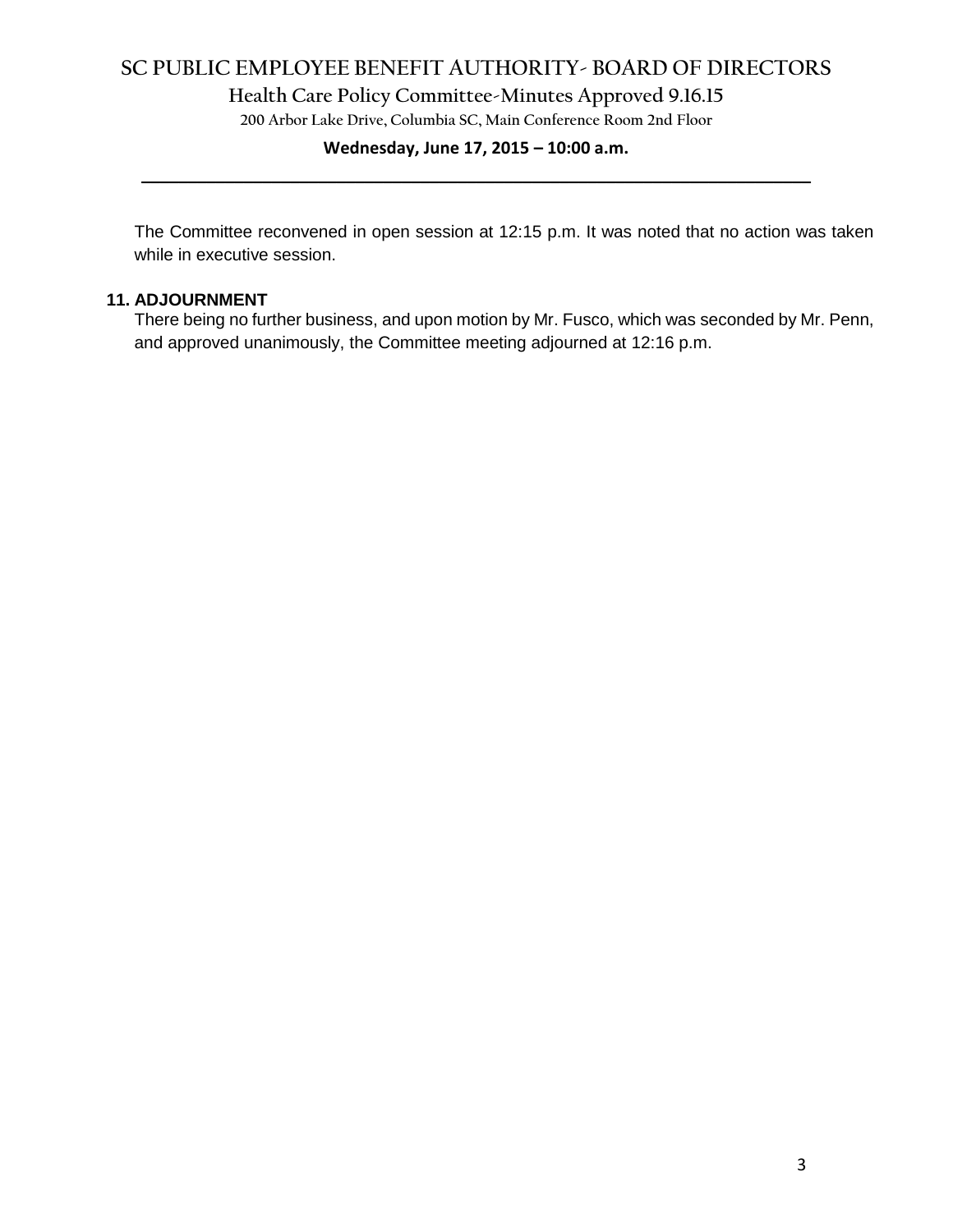The Committee reconvened in open session at 12:15 p.m. It was noted that no action was taken while in executive session.

**11. ADJOURNMENT**

There being no further business, and upon motion by Mr. Fusco, which was seconded by Mr. Penn, and approved unanimously, the Committee meeting adjourned at 12:16 p.m.